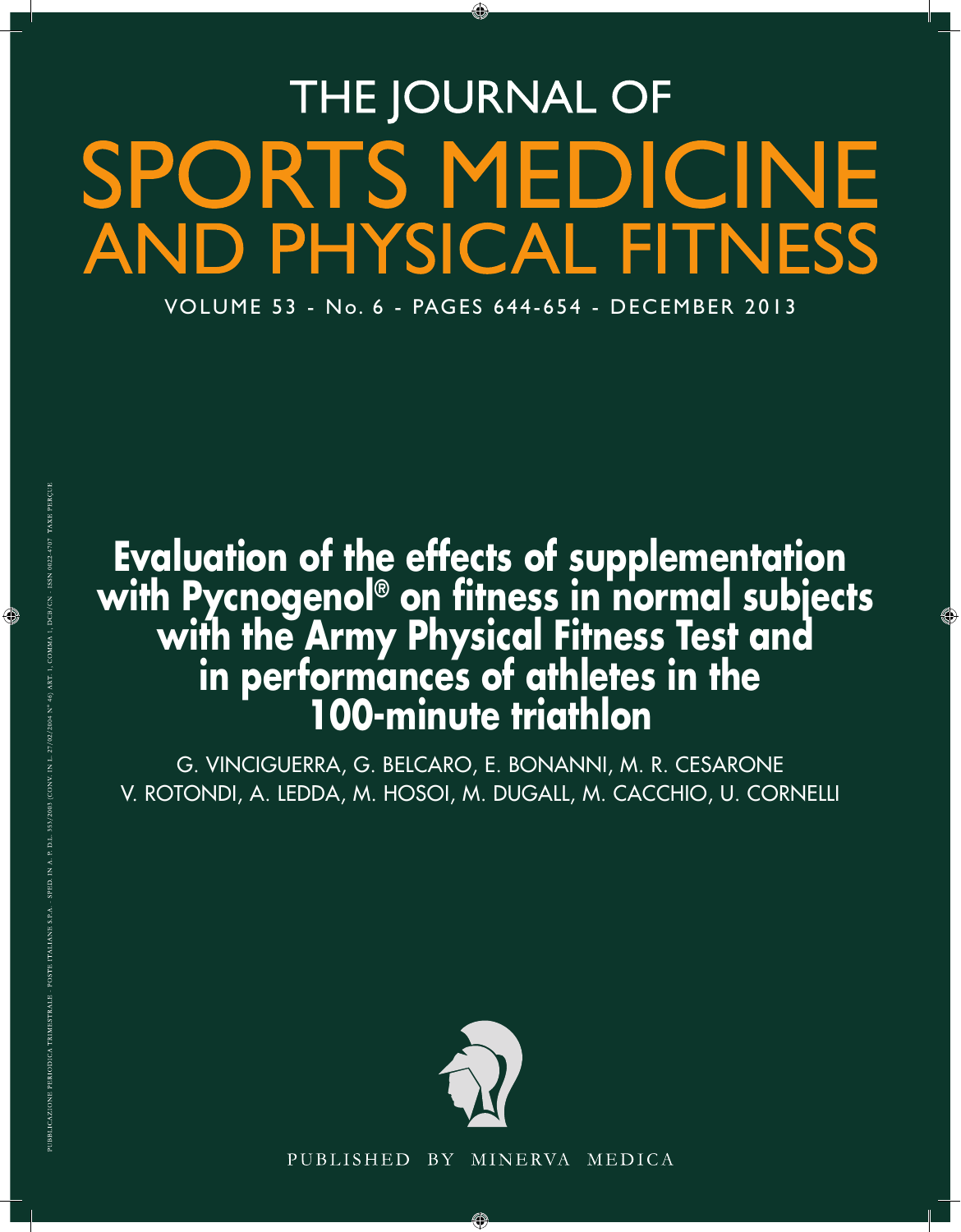# THE JOURNAL OF SPORTS MEDICINE AND PHYSICAL FITNESS

VOLUME 53 - No. 6 - PAGES 644-654 - DECEMBER 2013

PUBBLICAZIONE PERIODICA TRIMESTRALE - POSTE ITALIANE S.P.A. - SPED. IN A. P. D.L. 353/2003 (CONV. IN L. 27/02/2004 N° 46) ART. 1, COMMA 1, DCB/CN - ISSN 0022-4707 TAXE PERÇUE

## Evaluation of the effects of supplementation with Pycnogenol® on fitness in normal subjects with the Army Physical Fitness Test and in performances of athletes in the 100-minute triathlon

G. VINCIGUERRA, G. BELCARO, E. BONANNI, M. R. CESARONE
V. ROTONDI, A. LEDDA, M. HOSOI, M. DUGALL, M. CACCHIO, U. CORNELLI

PUBLISHED BY MINERVA MEDICA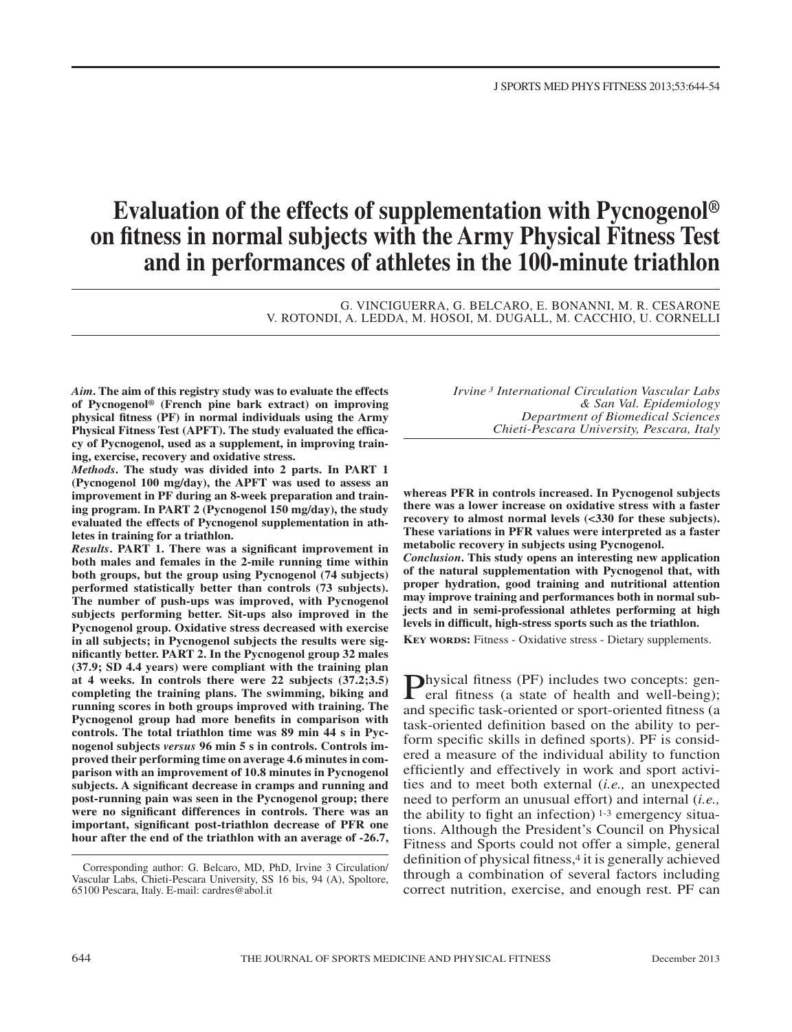# Evaluation of the effects of supplementation with Pycnogenol® on fitness in normal subjects with the Army Physical Fitness Test and in performances of athletes in the 100-minute triathlon

G. VINCIGUERRA, G. BELCARO, E. BONANNI, M. R. CESARONE
V. ROTONDI, A. LEDDA, M. HOSOI, M. DUGALL, M. CACCHIO, U. CORNELLI

*Irvine[3] International Circulation Vascular Labs & San Val. Epidemiology*
*Department of Biomedical Sciences*
*Chieti-Pescara University, Pescara, Italy*

***Aim.*** **The aim of this registry study was to evaluate the effects of Pycnogenol® (French pine bark extract) on improving physical fitness (PF) in normal individuals using the Army Physical Fitness Test (APFT). The study evaluated the efficacy of Pycnogenol, used as a supplement, in improving training, exercise, recovery and oxidative stress.**

***Methods.*** **The study was divided into 2 parts. In PART 1 (Pycnogenol 100 mg/day), the APFT was used to assess an improvement in PF during an 8-week preparation and training program. In PART 2 (Pycnogenol 150 mg/day), the study evaluated the effects of Pycnogenol supplementation in athletes in training for a triathlon.**

***Results.*** **PART 1. There was a significant improvement in both males and females in the 2-mile running time within both groups, but the group using Pycnogenol (74 subjects) performed statistically better than controls (73 subjects). The number of push-ups was improved, with Pycnogenol subjects performing better. Sit-ups also improved in the Pycnogenol group. Oxidative stress decreased with exercise in all subjects; in Pycnogenol subjects the results were significantly better. PART 2. In the Pycnogenol group 32 males (37.9; SD 4.4 years) were compliant with the training plan at 4 weeks. In controls there were 22 subjects (37.2;3.5) completing the training plans. The swimming, biking and running scores in both groups improved with training. The Pycnogenol group had more benefits in comparison with controls. The total triathlon time was 89 min 44 s in Pycnogenol subjects *versus* 96 min 5 s in controls. Controls improved their performing time on average 4.6 minutes in comparison with an improvement of 10.8 minutes in Pycnogenol subjects. A significant decrease in cramps and running and post-running pain was seen in the Pycnogenol group; there were no significant differences in controls. There was an important, significant post-triathlon decrease of PFR one hour after the end of the triathlon with an average of -26.7, whereas PFR in controls increased. In Pycnogenol subjects there was a lower increase on oxidative stress with a faster recovery to almost normal levels (<330 for these subjects). These variations in PFR values were interpreted as a faster metabolic recovery in subjects using Pycnogenol.**

***Conclusion.*** **This study opens an interesting new application of the natural supplementation with Pycnogenol that, with proper hydration, good training and nutritional attention may improve training and performances both in normal subjects and in semi-professional athletes performing at high levels in difficult, high-stress sports such as the triathlon.**

**Key words:** Fitness - Oxidative stress - Dietary supplements.

Corresponding author: G. Belcaro, MD, PhD, Irvine 3 Circulation/Vascular Labs, Chieti-Pescara University, SS 16 bis, 94 (A), Spoltore, 65100 Pescara, Italy. E-mail: cardres@abol.it

Physical fitness (PF) includes two concepts: general fitness (a state of health and well-being); and specific task-oriented or sport-oriented fitness (a task-oriented definition based on the ability to perform specific skills in defined sports). PF is considered a measure of the individual ability to function efficiently and effectively in work and sport activities and to meet both external (*i.e.,* an unexpected need to perform an unusual effort) and internal (*i.e.,* the ability to fight an infection)[1-3] emergency situations. Although the President's Council on Physical Fitness and Sports could not offer a simple, general definition of physical fitness,[4] it is generally achieved through a combination of several factors including correct nutrition, exercise, and enough rest. PF can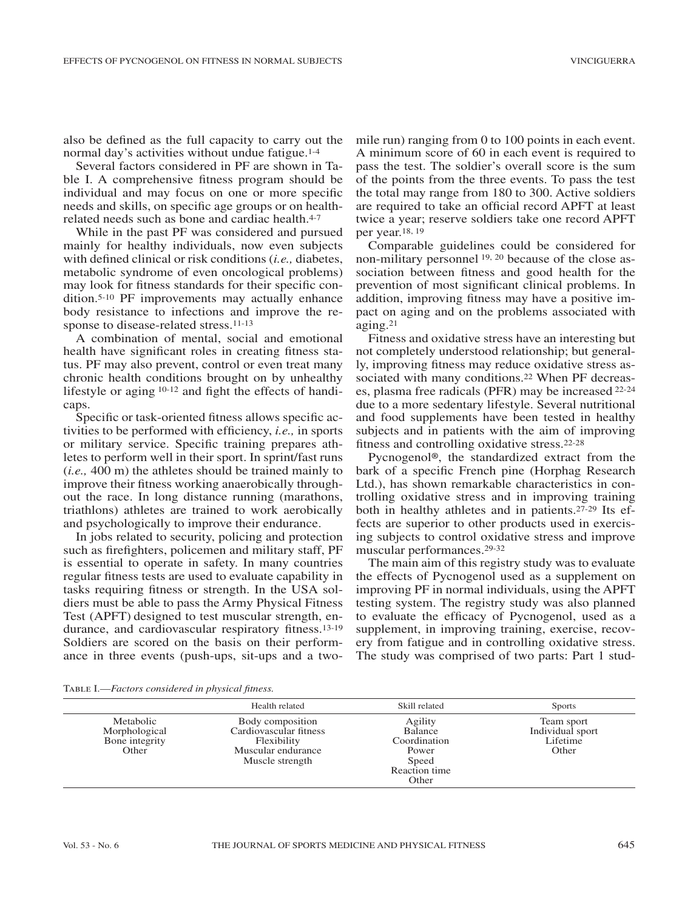also be defined as the full capacity to carry out the normal day's activities without undue fatigue.[1-4]

Several factors considered in PF are shown in Table I. A comprehensive fitness program should be individual and may focus on one or more specific needs and skills, on specific age groups or on health-related needs such as bone and cardiac health.[4-7]

While in the past PF was considered and pursued mainly for healthy individuals, now even subjects with defined clinical or risk conditions (*i.e.,* diabetes, metabolic syndrome of even oncological problems) may look for fitness standards for their specific condition.[5-10] PF improvements may actually enhance body resistance to infections and improve the response to disease-related stress.[11-13]

A combination of mental, social and emotional health have significant roles in creating fitness status. PF may also prevent, control or even treat many chronic health conditions brought on by unhealthy lifestyle or aging [10-12] and fight the effects of handicaps.

Specific or task-oriented fitness allows specific activities to be performed with efficiency, *i.e.,* in sports or military service. Specific training prepares athletes to perform well in their sport. In sprint/fast runs (*i.e.,* 400 m) the athletes should be trained mainly to improve their fitness working anaerobically throughout the race. In long distance running (marathons, triathlons) athletes are trained to work aerobically and psychologically to improve their endurance.

In jobs related to security, policing and protection such as firefighters, policemen and military staff, PF is essential to operate in safety. In many countries regular fitness tests are used to evaluate capability in tasks requiring fitness or strength. In the USA soldiers must be able to pass the Army Physical Fitness Test (APFT) designed to test muscular strength, endurance, and cardiovascular respiratory fitness.[13-19] Soldiers are scored on the basis on their performance in three events (push-ups, sit-ups and a two-mile run) ranging from 0 to 100 points in each event. A minimum score of 60 in each event is required to pass the test. The soldier's overall score is the sum of the points from the three events. To pass the test the total may range from 180 to 300. Active soldiers are required to take an official record APFT at least twice a year; reserve soldiers take one record APFT per year.[18, 19]

Comparable guidelines could be considered for non-military personnel [19, 20] because of the close association between fitness and good health for the prevention of most significant clinical problems. In addition, improving fitness may have a positive impact on aging and on the problems associated with aging.[21]

Fitness and oxidative stress have an interesting but not completely understood relationship; but generally, improving fitness may reduce oxidative stress associated with many conditions.[22] When PF decreases, plasma free radicals (PFR) may be increased [22-24] due to a more sedentary lifestyle. Several nutritional and food supplements have been tested in healthy subjects and in patients with the aim of improving fitness and controlling oxidative stress.[22-28]

Pycnogenol®, the standardized extract from the bark of a specific French pine (Horphag Research Ltd.), has shown remarkable characteristics in controlling oxidative stress and in improving training both in healthy athletes and in patients.[27-29] Its effects are superior to other products used in exercising subjects to control oxidative stress and improve muscular performances.[29-32]

The main aim of this registry study was to evaluate the effects of Pycnogenol used as a supplement on improving PF in normal individuals, using the APFT testing system. The registry study was also planned to evaluate the efficacy of Pycnogenol, used as a supplement, in improving training, exercise, recovery from fatigue and in controlling oxidative stress. The study was comprised of two parts: Part 1 stud-

Table I.—*Factors considered in physical fitness.*

| | Health related | Skill related | Sports |
|---|---|---|---|
| Metabolic<br>Morphological<br>Bone integrity<br>Other | Body composition<br>Cardiovascular fitness<br>Flexibility<br>Muscular endurance<br>Muscle strength | Agility<br>Balance<br>Coordination<br>Power<br>Speed<br>Reaction time<br>Other | Team sport<br>Individual sport<br>Lifetime<br>Other |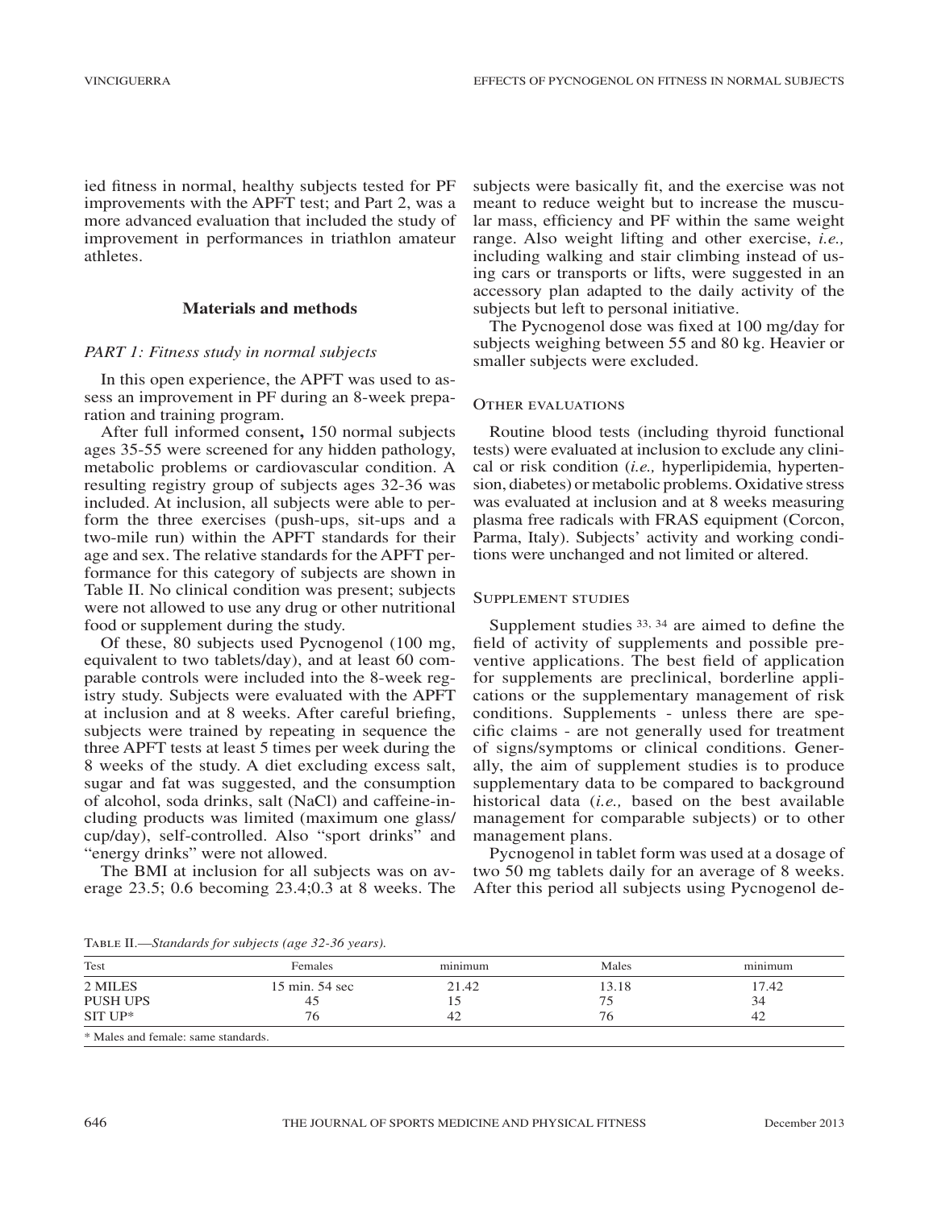ied fitness in normal, healthy subjects tested for PF improvements with the APFT test; and Part 2, was a more advanced evaluation that included the study of improvement in performances in triathlon amateur athletes.

## Materials and methods

### *PART 1: Fitness study in normal subjects*

In this open experience, the APFT was used to assess an improvement in PF during an 8-week preparation and training program.

After full informed consent**,** 150 normal subjects ages 35-55 were screened for any hidden pathology, metabolic problems or cardiovascular condition. A resulting registry group of subjects ages 32-36 was included. At inclusion, all subjects were able to perform the three exercises (push-ups, sit-ups and a two-mile run) within the APFT standards for their age and sex. The relative standards for the APFT performance for this category of subjects are shown in Table II. No clinical condition was present; subjects were not allowed to use any drug or other nutritional food or supplement during the study.

Of these, 80 subjects used Pycnogenol (100 mg, equivalent to two tablets/day), and at least 60 comparable controls were included into the 8-week registry study. Subjects were evaluated with the APFT at inclusion and at 8 weeks. After careful briefing, subjects were trained by repeating in sequence the three APFT tests at least 5 times per week during the 8 weeks of the study. A diet excluding excess salt, sugar and fat was suggested, and the consumption of alcohol, soda drinks, salt (NaCl) and caffeine-including products was limited (maximum one glass/cup/day), self-controlled. Also "sport drinks" and "energy drinks" were not allowed.

The BMI at inclusion for all subjects was on average 23.5; 0.6 becoming 23.4;0.3 at 8 weeks. The subjects were basically fit, and the exercise was not meant to reduce weight but to increase the muscular mass, efficiency and PF within the same weight range. Also weight lifting and other exercise, *i.e.,* including walking and stair climbing instead of using cars or transports or lifts, were suggested in an accessory plan adapted to the daily activity of the subjects but left to personal initiative.

The Pycnogenol dose was fixed at 100 mg/day for subjects weighing between 55 and 80 kg. Heavier or smaller subjects were excluded.

#### Other evaluations

Routine blood tests (including thyroid functional tests) were evaluated at inclusion to exclude any clinical or risk condition (*i.e.,* hyperlipidemia, hypertension, diabetes) or metabolic problems. Oxidative stress was evaluated at inclusion and at 8 weeks measuring plasma free radicals with FRAS equipment (Corcon, Parma, Italy). Subjects' activity and working conditions were unchanged and not limited or altered.

#### Supplement studies

Supplement studies [33, 34] are aimed to define the field of activity of supplements and possible preventive applications. The best field of application for supplements are preclinical, borderline applications or the supplementary management of risk conditions. Supplements - unless there are specific claims - are not generally used for treatment of signs/symptoms or clinical conditions. Generally, the aim of supplement studies is to produce supplementary data to be compared to background historical data (*i.e.,* based on the best available management for comparable subjects) or to other management plans.

Pycnogenol in tablet form was used at a dosage of two 50 mg tablets daily for an average of 8 weeks. After this period all subjects using Pycnogenol de-

Table II.—*Standards for subjects (age 32-36 years).*

| Test | Females | minimum | Males | minimum |
|---|---|---|---|---|
| 2 MILES | 15 min. 54 sec | 21.42 | 13.18 | 17.42 |
| PUSH UPS | 45 | 15 | 75 | 34 |
| SIT UP* | 76 | 42 | 76 | 42 |

\* Males and female: same standards.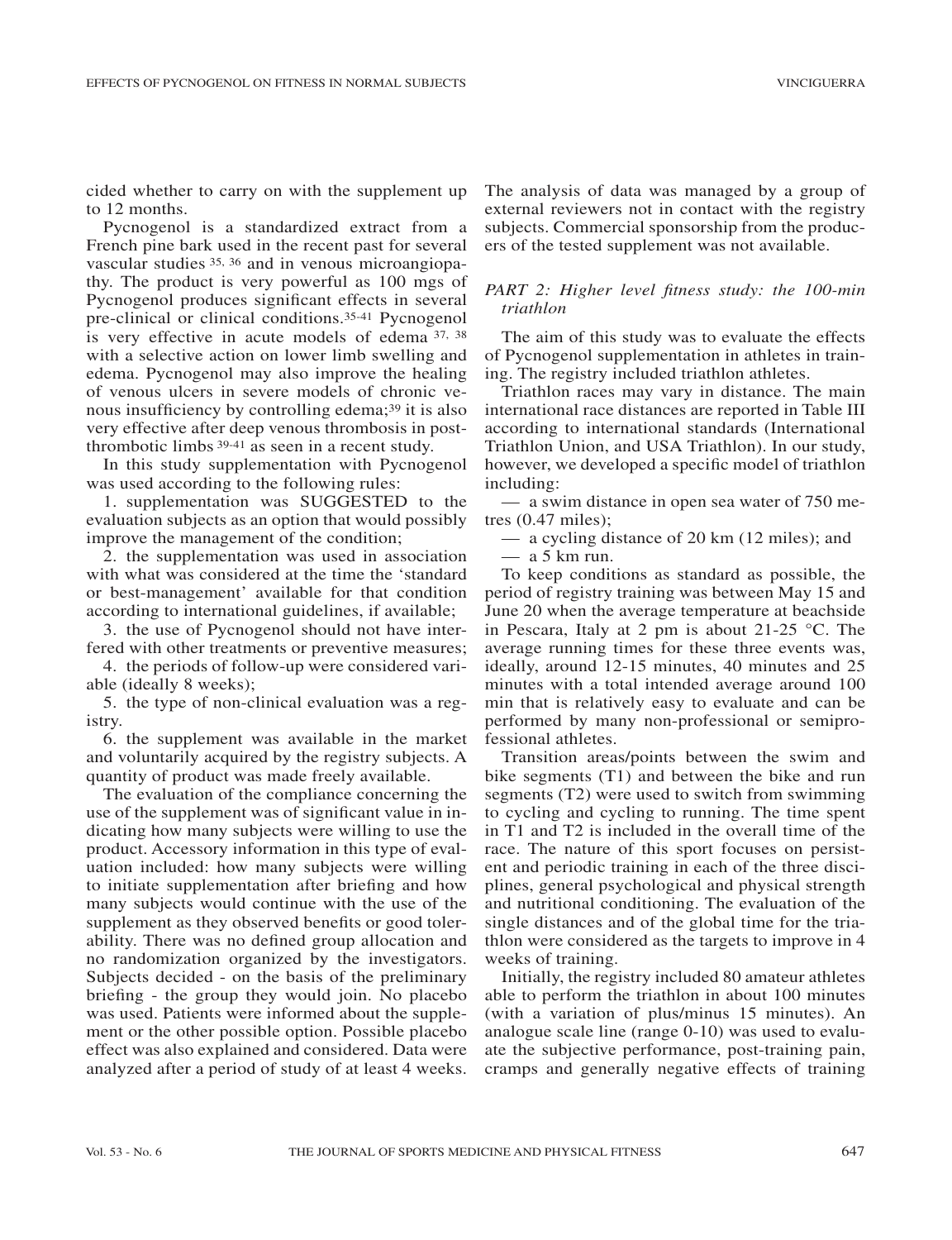cided whether to carry on with the supplement up to 12 months.

Pycnogenol is a standardized extract from a French pine bark used in the recent past for several vascular studies [35, 36] and in venous microangiopathy. The product is very powerful as 100 mgs of Pycnogenol produces significant effects in several pre-clinical or clinical conditions.[35-41] Pycnogenol is very effective in acute models of edema [37, 38] with a selective action on lower limb swelling and edema. Pycnogenol may also improve the healing of venous ulcers in severe models of chronic venous insufficiency by controlling edema;[39] it is also very effective after deep venous thrombosis in post-thrombotic limbs [39-41] as seen in a recent study.

In this study supplementation with Pycnogenol was used according to the following rules:

1. supplementation was SUGGESTED to the evaluation subjects as an option that would possibly improve the management of the condition;
2. the supplementation was used in association with what was considered at the time the 'standard or best-management' available for that condition according to international guidelines, if available;
3. the use of Pycnogenol should not have interfered with other treatments or preventive measures;
4. the periods of follow-up were considered variable (ideally 8 weeks);
5. the type of non-clinical evaluation was a registry.
6. the supplement was available in the market and voluntarily acquired by the registry subjects. A quantity of product was made freely available.

The evaluation of the compliance concerning the use of the supplement was of significant value in indicating how many subjects were willing to use the product. Accessory information in this type of evaluation included: how many subjects were willing to initiate supplementation after briefing and how many subjects would continue with the use of the supplement as they observed benefits or good tolerability. There was no defined group allocation and no randomization organized by the investigators. Subjects decided - on the basis of the preliminary briefing - the group they would join. No placebo was used. Patients were informed about the supplement or the other possible option. Possible placebo effect was also explained and considered. Data were analyzed after a period of study of at least 4 weeks. The analysis of data was managed by a group of external reviewers not in contact with the registry subjects. Commercial sponsorship from the producers of the tested supplement was not available.

### *PART 2: Higher level fitness study: the 100-min triathlon*

The aim of this study was to evaluate the effects of Pycnogenol supplementation in athletes in training. The registry included triathlon athletes.

Triathlon races may vary in distance. The main international race distances are reported in Table III according to international standards (International Triathlon Union, and USA Triathlon). In our study, however, we developed a specific model of triathlon including:

— a swim distance in open sea water of 750 metres (0.47 miles);

— a cycling distance of 20 km (12 miles); and

— a 5 km run.

To keep conditions as standard as possible, the period of registry training was between May 15 and June 20 when the average temperature at beachside in Pescara, Italy at 2 pm is about 21-25 °C. The average running times for these three events was, ideally, around 12-15 minutes, 40 minutes and 25 minutes with a total intended average around 100 min that is relatively easy to evaluate and can be performed by many non-professional or semiprofessional athletes.

Transition areas/points between the swim and bike segments (T1) and between the bike and run segments (T2) were used to switch from swimming to cycling and cycling to running. The time spent in T1 and T2 is included in the overall time of the race. The nature of this sport focuses on persistent and periodic training in each of the three disciplines, general psychological and physical strength and nutritional conditioning. The evaluation of the single distances and of the global time for the triathlon were considered as the targets to improve in 4 weeks of training.

Initially, the registry included 80 amateur athletes able to perform the triathlon in about 100 minutes (with a variation of plus/minus 15 minutes). An analogue scale line (range 0-10) was used to evaluate the subjective performance, post-training pain, cramps and generally negative effects of training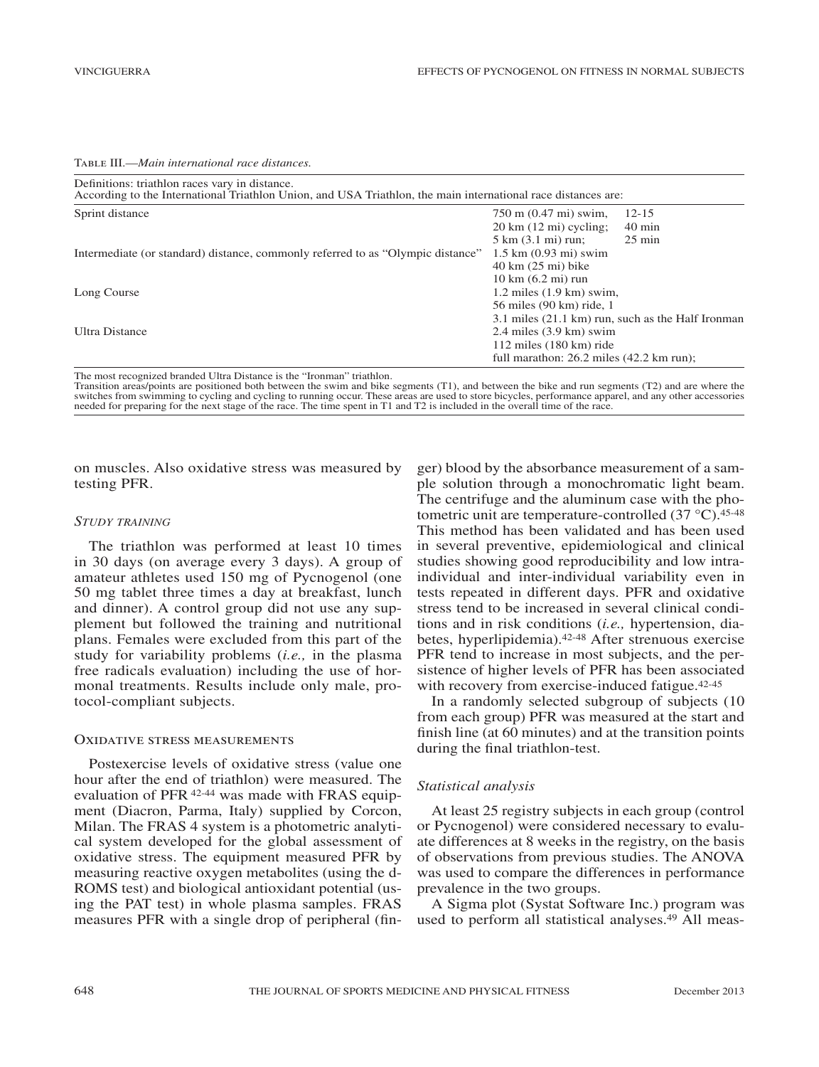Table III.—*Main international race distances.*

| Definitions: triathlon races vary in distance. According to the International Triathlon Union, and USA Triathlon, the main international race distances are: | | |
|---|---|---|
| Sprint distance | 750 m (0.47 mi) swim, | 12-15 |
| | 20 km (12 mi) cycling; | 40 min |
| | 5 km (3.1 mi) run; | 25 min |
| Intermediate (or standard) distance, commonly referred to as "Olympic distance" | 1.5 km (0.93 mi) swim | |
| | 40 km (25 mi) bike | |
| | 10 km (6.2 mi) run | |
| Long Course | 1.2 miles (1.9 km) swim, | |
| | 56 miles (90 km) ride, 1 | |
| | 3.1 miles (21.1 km) run, such as the Half Ironman | |
| Ultra Distance | 2.4 miles (3.9 km) swim | |
| | 112 miles (180 km) ride | |
| | full marathon: 26.2 miles (42.2 km run); | |

The most recognized branded Ultra Distance is the "Ironman" triathlon.
Transition areas/points are positioned both between the swim and bike segments (T1), and between the bike and run segments (T2) and are where the switches from swimming to cycling and cycling to running occur. These areas are used to store bicycles, performance apparel, and any other accessories needed for preparing for the next stage of the race. The time spent in T1 and T2 is included in the overall time of the race.

on muscles. Also oxidative stress was measured by testing PFR.

### *Study training*

The triathlon was performed at least 10 times in 30 days (on average every 3 days). A group of amateur athletes used 150 mg of Pycnogenol (one 50 mg tablet three times a day at breakfast, lunch and dinner). A control group did not use any supplement but followed the training and nutritional plans. Females were excluded from this part of the study for variability problems (*i.e.,* in the plasma free radicals evaluation) including the use of hormonal treatments. Results include only male, protocol-compliant subjects.

### Oxidative stress measurements

Postexercise levels of oxidative stress (value one hour after the end of triathlon) were measured. The evaluation of PFR [42-44] was made with FRAS equipment (Diacron, Parma, Italy) supplied by Corcon, Milan. The FRAS 4 system is a photometric analytical system developed for the global assessment of oxidative stress. The equipment measured PFR by measuring reactive oxygen metabolites (using the d-ROMS test) and biological antioxidant potential (using the PAT test) in whole plasma samples. FRAS measures PFR with a single drop of peripheral (finger) blood by the absorbance measurement of a sample solution through a monochromatic light beam. The centrifuge and the aluminum case with the photometric unit are temperature-controlled (37 °C).[45-48] This method has been validated and has been used in several preventive, epidemiological and clinical studies showing good reproducibility and low intra-individual and inter-individual variability even in tests repeated in different days. PFR and oxidative stress tend to be increased in several clinical conditions and in risk conditions (*i.e.,* hypertension, diabetes, hyperlipidemia).[42-48] After strenuous exercise PFR tend to increase in most subjects, and the persistence of higher levels of PFR has been associated with recovery from exercise-induced fatigue.[42-45]

In a randomly selected subgroup of subjects (10 from each group) PFR was measured at the start and finish line (at 60 minutes) and at the transition points during the final triathlon-test.

### *Statistical analysis*

At least 25 registry subjects in each group (control or Pycnogenol) were considered necessary to evaluate differences at 8 weeks in the registry, on the basis of observations from previous studies. The ANOVA was used to compare the differences in performance prevalence in the two groups.

A Sigma plot (Systat Software Inc.) program was used to perform all statistical analyses.[49] All meas-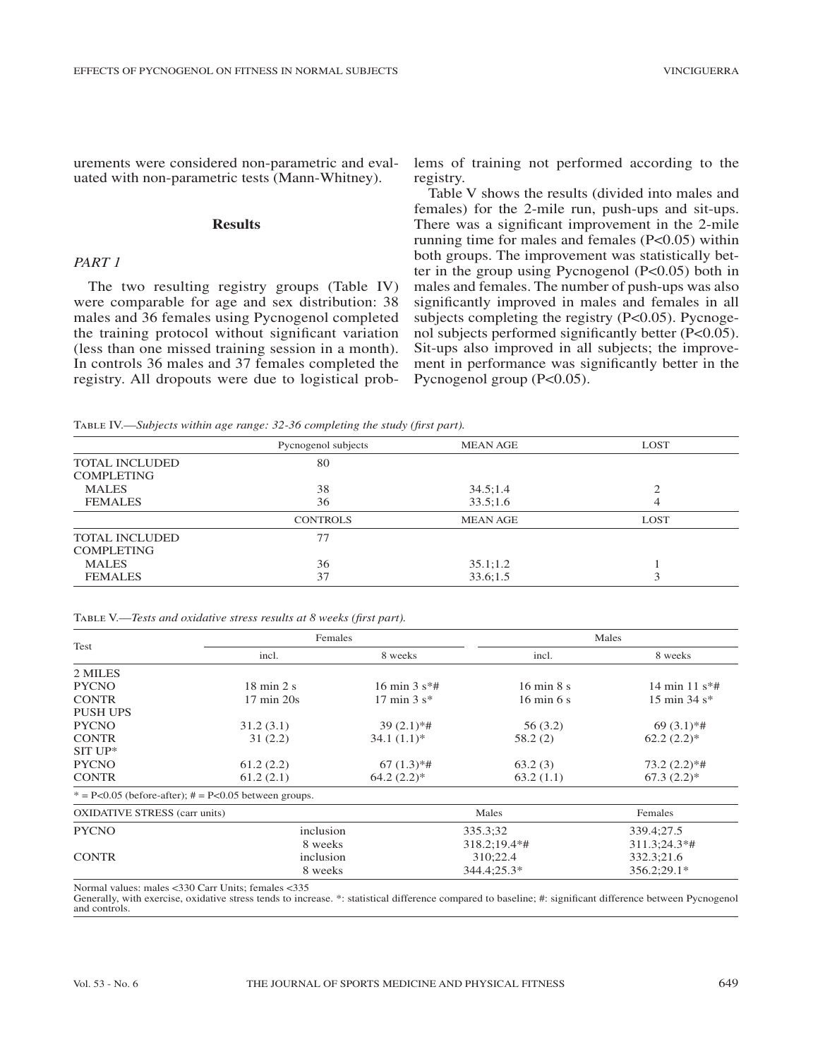urements were considered non-parametric and evaluated with non-parametric tests (Mann-Whitney).

## Results

### *PART 1*

The two resulting registry groups (Table IV) were comparable for age and sex distribution: 38 males and 36 females using Pycnogenol completed the training protocol without significant variation (less than one missed training session in a month). In controls 36 males and 37 females completed the registry. All dropouts were due to logistical problems of training not performed according to the registry.

Table V shows the results (divided into males and females) for the 2-mile run, push-ups and sit-ups. There was a significant improvement in the 2-mile running time for males and females (P<0.05) within both groups. The improvement was statistically better in the group using Pycnogenol (P<0.05) both in males and females. The number of push-ups was also significantly improved in males and females in all subjects completing the registry (P<0.05). Pycnogenol subjects performed significantly better (P<0.05). Sit-ups also improved in all subjects; the improvement in performance was significantly better in the Pycnogenol group (P<0.05).

TABLE IV.—*Subjects within age range: 32-36 completing the study (first part).*

| | Pycnogenol subjects | MEAN AGE | LOST |
|---|---|---|---|
| TOTAL INCLUDED | 80 | | |
| COMPLETING | | | |
| MALES | 38 | 34.5;1.4 | 2 |
| FEMALES | 36 | 33.5;1.6 | 4 |
| | CONTROLS | MEAN AGE | LOST |
| TOTAL INCLUDED | 77 | | |
| COMPLETING | | | |
| MALES | 36 | 35.1;1.2 | 1 |
| FEMALES | 37 | 33.6;1.5 | 3 |

TABLE V.—*Tests and oxidative stress results at 8 weeks (first part).*

| Test | Females | | Males | |
|---|---|---|---|---|
| | incl. | 8 weeks | incl. | 8 weeks |
| 2 MILES | | | | |
| PYCNO | 18 min 2 s | 16 min 3 s*# | 16 min 8 s | 14 min 11 s*# |
| CONTR | 17 min 20s | 17 min 3 s* | 16 min 6 s | 15 min 34 s* |
| PUSH UPS | | | | |
| PYCNO | 31.2 (3.1) | 39 (2.1)*# | 56 (3.2) | 69 (3.1)*# |
| CONTR | 31 (2.2) | 34.1 (1.1)* | 58.2 (2) | 62.2 (2.2)* |
| SIT UP* | | | | |
| PYCNO | 61.2 (2.2) | 67 (1.3)*# | 63.2 (3) | 73.2 (2.2)*# |
| CONTR | 61.2 (2.1) | 64.2 (2.2)* | 63.2 (1.1) | 67.3 (2.2)* |

* = P<0.05 (before-after); # = P<0.05 between groups.

| OXIDATIVE STRESS (carr units) | | Males | Females |
|---|---|---|---|
| PYCNO | inclusion | 335.3;32 | 339.4;27.5 |
| | 8 weeks | 318.2;19.4*# | 311.3;24.3*# |
| CONTR | inclusion | 310;22.4 | 332.3;21.6 |
| | 8 weeks | 344.4;25.3* | 356.2;29.1* |

Normal values: males <330 Carr Units; females <335

Generally, with exercise, oxidative stress tends to increase. *: statistical difference compared to baseline; #: significant difference between Pycnogenol and controls.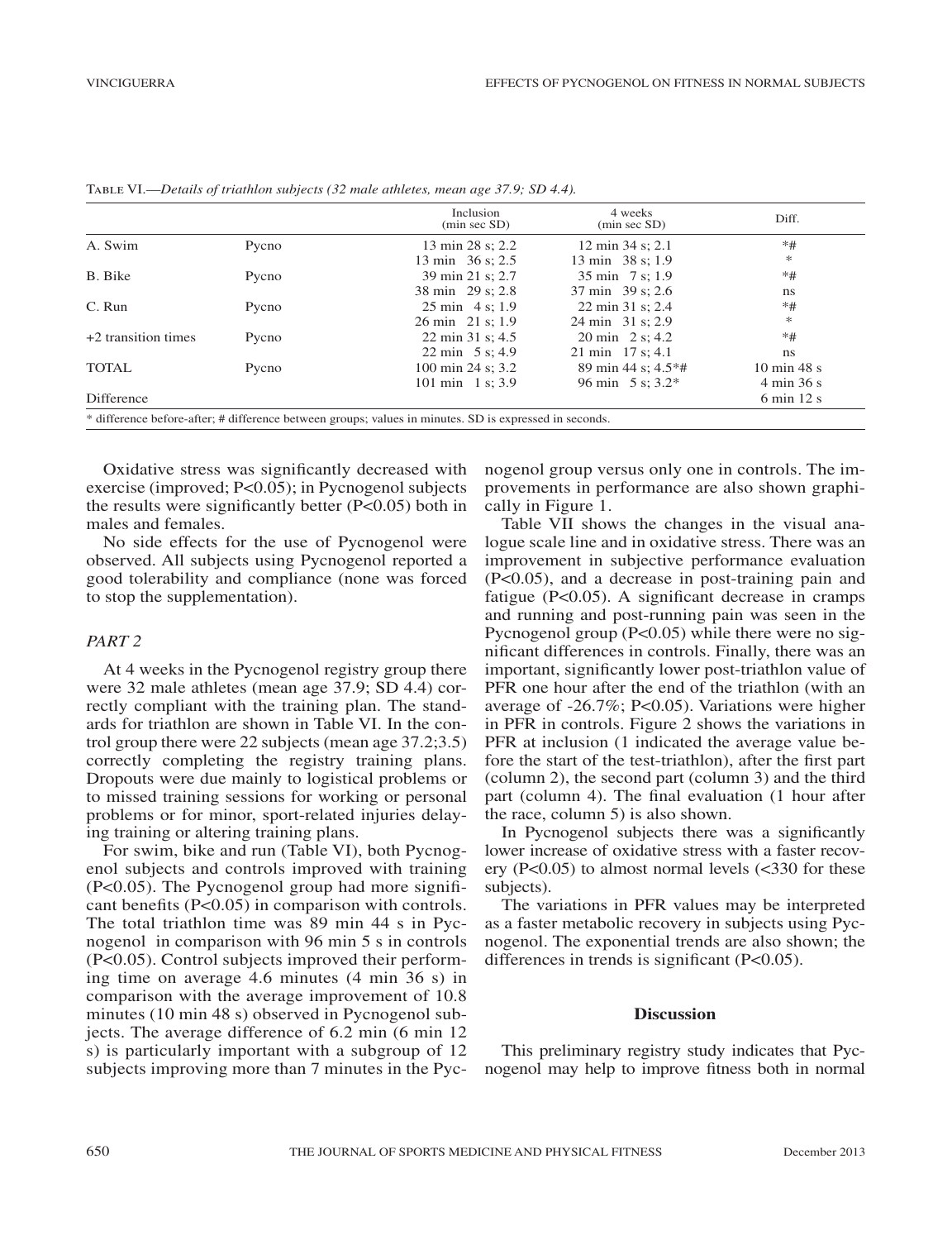Table VI.—*Details of triathlon subjects (32 male athletes, mean age 37.9; SD 4.4).*

| | | Inclusion (min sec SD) | 4 weeks (min sec SD) | Diff. |
|---|---|---|---|---|
| A. Swim | Pycno | 13 min 28 s; 2.2 | 12 min 34 s; 2.1 | *# |
| | | 13 min 36 s; 2.5 | 13 min 38 s; 1.9 | * |
| B. Bike | Pycno | 39 min 21 s; 2.7 | 35 min 7 s; 1.9 | *# |
| | | 38 min 29 s; 2.8 | 37 min 39 s; 2.6 | ns |
| C. Run | Pycno | 25 min 4 s; 1.9 | 22 min 31 s; 2.4 | *# |
| | | 26 min 21 s; 1.9 | 24 min 31 s; 2.9 | * |
| +2 transition times | Pycno | 22 min 31 s; 4.5 | 20 min 2 s; 4.2 | *# |
| | | 22 min 5 s; 4.9 | 21 min 17 s; 4.1 | ns |
| TOTAL | Pycno | 100 min 24 s; 3.2 | 89 min 44 s; 4.5*# | 10 min 48 s |
| | | 101 min 1 s; 3.9 | 96 min 5 s; 3.2* | 4 min 36 s |
| Difference | | | | 6 min 12 s |

\* difference before-after; # difference between groups; values in minutes. SD is expressed in seconds.

Oxidative stress was significantly decreased with exercise (improved; $P<0.05$); in Pycnogenol subjects the results were significantly better ($P<0.05$) both in males and females.

No side effects for the use of Pycnogenol were observed. All subjects using Pycnogenol reported a good tolerability and compliance (none was forced to stop the supplementation).

### *PART 2*

At 4 weeks in the Pycnogenol registry group there were 32 male athletes (mean age 37.9; SD 4.4) correctly compliant with the training plan. The standards for triathlon are shown in Table VI. In the control group there were 22 subjects (mean age 37.2;3.5) correctly completing the registry training plans. Dropouts were due mainly to logistical problems or to missed training sessions for working or personal problems or for minor, sport-related injuries delaying training or altering training plans.

For swim, bike and run (Table VI), both Pycnogenol subjects and controls improved with training ($P<0.05$). The Pycnogenol group had more significant benefits ($P<0.05$) in comparison with controls. The total triathlon time was 89 min 44 s in Pycnogenol in comparison with 96 min 5 s in controls ($P<0.05$). Control subjects improved their performing time on average 4.6 minutes (4 min 36 s) in comparison with the average improvement of 10.8 minutes (10 min 48 s) observed in Pycnogenol subjects. The average difference of 6.2 min (6 min 12 s) is particularly important with a subgroup of 12 subjects improving more than 7 minutes in the Pycnogenol group versus only one in controls. The improvements in performance are also shown graphically in Figure 1.

Table VII shows the changes in the visual analogue scale line and in oxidative stress. There was an improvement in subjective performance evaluation ($P<0.05$), and a decrease in post-training pain and fatigue ($P<0.05$). A significant decrease in cramps and running and post-running pain was seen in the Pycnogenol group ($P<0.05$) while there were no significant differences in controls. Finally, there was an important, significantly lower post-triathlon value of PFR one hour after the end of the triathlon (with an average of -26.7%; $P<0.05$). Variations were higher in PFR in controls. Figure 2 shows the variations in PFR at inclusion (1 indicated the average value before the start of the test-triathlon), after the first part (column 2), the second part (column 3) and the third part (column 4). The final evaluation (1 hour after the race, column 5) is also shown.

In Pycnogenol subjects there was a significantly lower increase of oxidative stress with a faster recovery ($P<0.05$) to almost normal levels (<330 for these subjects).

The variations in PFR values may be interpreted as a faster metabolic recovery in subjects using Pycnogenol. The exponential trends are also shown; the differences in trends is significant ($P<0.05$).

## Discussion

This preliminary registry study indicates that Pycnogenol may help to improve fitness both in normal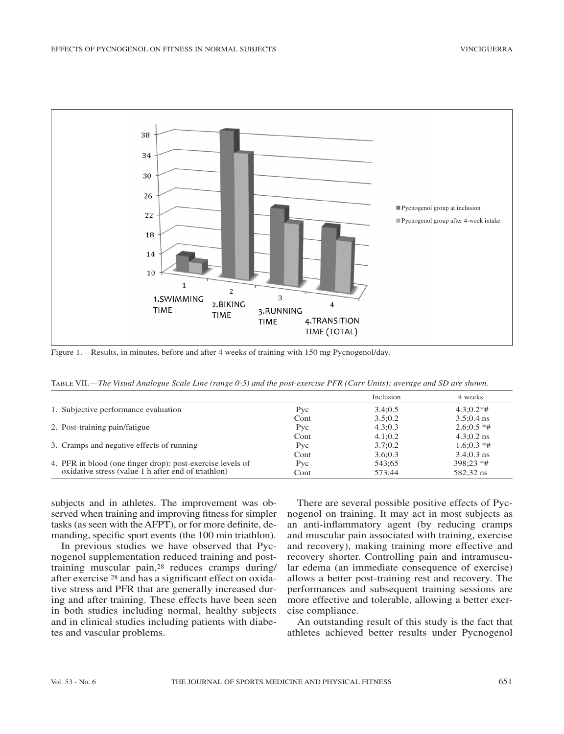Figure 1.—Results, in minutes, before and after 4 weeks of training with 150 mg Pycnogenol/day.

TABLE VII.—*The Visual Analogue Scale Line (range 0-5) and the post-exercise PFR (Carr Units): average and SD are shown.*

| | | Inclusion | 4 weeks |
|---|---|---|---|
| 1. Subjective performance evaluation | Pyc | 3.4;0.5 | 4.3;0.2*# |
| | Cont | 3.5;0.2 | 3.5;0.4 ns |
| 2. Post-training pain/fatigue | Pyc | 4.3;0.3 | 2.6;0.5 *# |
| | Cont | 4.1;0.2 | 4.3;0.2 ns |
| 3. Cramps and negative effects of running | Pyc | 3.7;0.2 | 1.6;0.3 *# |
| | Cont | 3.6;0.3 | 3.4;0.3 ns |
| 4. PFR in blood (one finger drop): post-exercise levels of oxidative stress (value 1 h after end of triathlon) | Pyc | 543;65 | 398;23 *# |
| | Cont | 573;44 | 582;32 ns |

subjects and in athletes. The improvement was observed when training and improving fitness for simpler tasks (as seen with the AFPT), or for more definite, demanding, specific sport events (the 100 min triathlon).

In previous studies we have observed that Pycnogenol supplementation reduced training and post-training muscular pain,[28] reduces cramps during/after exercise [28] and has a significant effect on oxidative stress and PFR that are generally increased during and after training. These effects have been seen in both studies including normal, healthy subjects and in clinical studies including patients with diabetes and vascular problems.

There are several possible positive effects of Pycnogenol on training. It may act in most subjects as an anti-inflammatory agent (by reducing cramps and muscular pain associated with training, exercise and recovery), making training more effective and recovery shorter. Controlling pain and intramuscular edema (an immediate consequence of exercise) allows a better post-training rest and recovery. The performances and subsequent training sessions are more effective and tolerable, allowing a better exercise compliance.

An outstanding result of this study is the fact that athletes achieved better results under Pycnogenol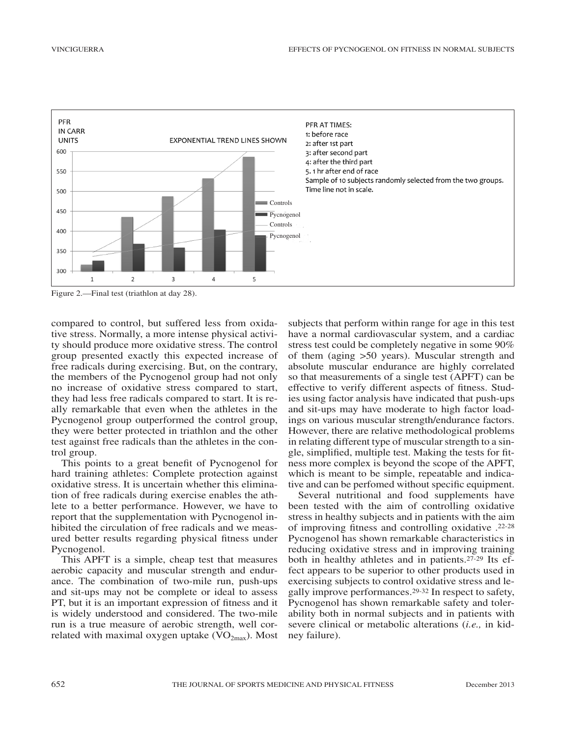Figure 2.—Final test (triathlon at day 28).

compared to control, but suffered less from oxidative stress. Normally, a more intense physical activity should produce more oxidative stress. The control group presented exactly this expected increase of free radicals during exercising. But, on the contrary, the members of the Pycnogenol group had not only no increase of oxidative stress compared to start, they had less free radicals compared to start. It is really remarkable that even when the athletes in the Pycnogenol group outperformed the control group, they were better protected in triathlon and the other test against free radicals than the athletes in the control group.

This points to a great benefit of Pycnogenol for hard training athletes: Complete protection against oxidative stress. It is uncertain whether this elimination of free radicals during exercise enables the athlete to a better performance. However, we have to report that the supplementation with Pycnogenol inhibited the circulation of free radicals and we measured better results regarding physical fitness under Pycnogenol.

This APFT is a simple, cheap test that measures aerobic capacity and muscular strength and endurance. The combination of two-mile run, push-ups and sit-ups may not be complete or ideal to assess PT, but it is an important expression of fitness and it is widely understood and considered. The two-mile run is a true measure of aerobic strength, well correlated with maximal oxygen uptake ($VO_{2max}$). Most subjects that perform within range for age in this test have a normal cardiovascular system, and a cardiac stress test could be completely negative in some 90% of them (aging >50 years). Muscular strength and absolute muscular endurance are highly correlated so that measurements of a single test (APFT) can be effective to verify different aspects of fitness. Studies using factor analysis have indicated that push-ups and sit-ups may have moderate to high factor loadings on various muscular strength/endurance factors. However, there are relative methodological problems in relating different type of muscular strength to a single, simplified, multiple test. Making the tests for fitness more complex is beyond the scope of the APFT, which is meant to be simple, repeatable and indicative and can be perfomed without specific equipment.

Several nutritional and food supplements have been tested with the aim of controlling oxidative stress in healthy subjects and in patients with the aim of improving fitness and controlling oxidative .[22-28] Pycnogenol has shown remarkable characteristics in reducing oxidative stress and in improving training both in healthy athletes and in patients.[27-29] Its effect appears to be superior to other products used in exercising subjects to control oxidative stress and legally improve performances.[29-32] In respect to safety, Pycnogenol has shown remarkable safety and tolerability both in normal subjects and in patients with severe clinical or metabolic alterations (*i.e.,* in kidney failure).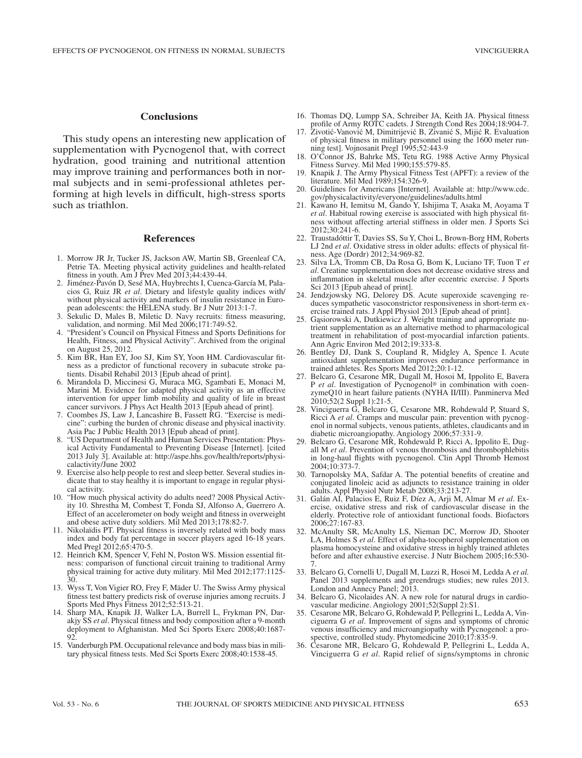## Conclusions

This study opens an interesting new application of supplementation with Pycnogenol that, with correct hydration, good training and nutritional attention may improve training and performances both in normal subjects and in semi-professional athletes performing at high levels in difficult, high-stress sports such as triathlon.

## References

1. Morrow JR Jr, Tucker JS, Jackson AW, Martin SB, Greenleaf CA, Petrie TA. Meeting physical activity guidelines and health-related fitness in youth. Am J Prev Med 2013;44:439-44.
2. Jiménez-Pavón D, Sesé MA, Huybrechts I, Cuenca-García M, Palacios G, Ruiz JR *et al*. Dietary and lifestyle quality indices with/without physical activity and markers of insulin resistance in European adolescents: the HELENA study. Br J Nutr 2013:1-7.
3. Sekulic D, Males B, Miletic D. Navy recruits: fitness measuring, validation, and norming. Mil Med 2006;171:749-52.
4. "President's Council on Physical Fitness and Sports Definitions for Health, Fitness, and Physical Activity". Archived from the original on August 25, 2012.
5. Kim BR, Han EY, Joo SJ, Kim SY, Yoon HM. Cardiovascular fitness as a predictor of functional recovery in subacute stroke patients. Disabil Rehabil 2013 [Epub ahead of print].
6. Mirandola D, Miccinesi G, Muraca MG, Sgambati E, Monaci M, Marini M. Evidence for adapted physical activity as an effective intervention for upper limb mobility and quality of life in breast cancer survivors. J Phys Act Health 2013 [Epub ahead of print].
7. Coombes JS, Law J, Lancashire B, Fassett RG. "Exercise is medicine": curbing the burden of chronic disease and physical inactivity. Asia Pac J Public Health 2013 [Epub ahead of print].
8. "US Department of Health and Human Services Presentation: Physical Activity Fundamental to Preventing Disease [Internet]. [cited 2013 July 3]. Available at: http://aspe.hhs.gov/health/reports/physicalactivity/June 2002
9. Exercise also help people to rest and sleep better. Several studies indicate that to stay healthy it is important to engage in regular physical activity.
10. "How much physical activity do adults need? 2008 Physical Activity 10. Shrestha M, Combest T, Fonda SJ, Alfonso A, Guerrero A. Effect of an accelerometer on body weight and fitness in overweight and obese active duty soldiers. Mil Med 2013;178:82-7.
11. Nikolaïdis PT. Physical fitness is inversely related with body mass index and body fat percentage in soccer players aged 16-18 years. Med Pregl 2012;65:470-5.
12. Heinrich KM, Spencer V, Fehl N, Poston WS. Mission essential fitness: comparison of functional circuit training to traditional Army physical training for active duty military. Mil Med 2012;177:1125-30.
13. Wyss T, Von Vigier RO, Frey F, Mäder U. The Swiss Army physical fitness test battery predicts risk of overuse injuries among recruits. J Sports Med Phys Fitness 2012;52:513-21.
14. Sharp MA, Knapik JJ, Walker LA, Burrell L, Frykman PN, Darakjy SS *et al*. Physical fitness and body composition after a 9-month deployment to Afghanistan. Med Sci Sports Exerc 2008;40:1687-92.
15. Vanderburgh PM. Occupational relevance and body mass bias in military physical fitness tests. Med Sci Sports Exerc 2008;40:1538-45.
16. Thomas DQ, Lumpp SA, Schreiber JA, Keith JA. Physical fitness profile of Army ROTC cadets. J Strength Cond Res 2004;18:904-7.
17. Životić-Vanović M, Dimitrijević B, Živanić S, Mijić R. Evaluation of physical fitness in military personnel using the 1600 meter running test]. Vojnosanit Pregl 1995;52:443-9
18. O'Connor JS, Bahrke MS, Tetu RG. 1988 Active Army Physical Fitness Survey. Mil Med 1990;155:579-85.
19. Knapik J. The Army Physical Fitness Test (APFT): a review of the literature. Mil Med 1989;154:326-9.
20. Guidelines for Americans [Internet]. Available at: http://www.cdc.gov/physicalactivity/everyone/guidelines/adults.html
21. Kawano H, Iemitsu M, Gando Y, Ishijima T, Asaka M, Aoyama T *et al*. Habitual rowing exercise is associated with high physical fitness without affecting arterial stiffness in older men. J Sports Sci 2012;30:241-6.
22. Traustadóttir T, Davies SS, Su Y, Choi L, Brown-Borg HM, Roberts LJ 2nd *et al*. Oxidative stress in older adults: effects of physical fitness. Age (Dordr) 2012;34:969-82.
23. Silva LA, Tromm CB, Da Rosa G, Bom K, Luciano TF, Tuon T *et al*. Creatine supplementation does not decrease oxidative stress and inflammation in skeletal muscle after eccentric exercise. J Sports Sci 2013 [Epub ahead of print].
24. Jendzjowsky NG, Delorey DS. Acute superoxide scavenging reduces sympathetic vasoconstrictor responsiveness in short-term exercise trained rats. J Appl Physiol 2013 [Epub ahead of print].
25. Gąsiorowski A, Dutkiewicz J. Weight training and appropriate nutrient supplementation as an alternative method to pharmacological treatment in rehabilitation of post-myocardial infarction patients. Ann Agric Environ Med 2012;19:333-8.
26. Bentley DJ, Dank S, Coupland R, Midgley A, Spence I. Acute antioxidant supplementation improves endurance performance in trained athletes. Res Sports Med 2012;20:1-12.
27. Belcaro G, Cesarone MR, Dugall M, Hosoi M, Ippolito E, Bavera P *et al*. Investigation of Pycnogenol® in combination with coenzymeQ10 in heart failure patients (NYHA II/III). Panminerva Med 2010;52(2 Suppl 1):21-5.
28. Vinciguerra G, Belcaro G, Cesarone MR, Rohdewald P, Stuard S, Ricci A *et al*. Cramps and muscular pain: prevention with pycnogenol in normal subjects, venous patients, athletes, claudicants and in diabetic microangiopathy. Angiology 2006;57:331-9.
29. Belcaro G, Cesarone MR, Rohdewald P, Ricci A, Ippolito E, Dugall M *et al*. Prevention of venous thrombosis and thrombophlebitis in long-haul flights with pycnogenol. Clin Appl Thromb Hemost 2004;10:373-7.
30. Tarnopolsky MA, Safdar A. The potential benefits of creatine and conjugated linoleic acid as adjuncts to resistance training in older adults. Appl Physiol Nutr Metab 2008;33:213-27.
31. Galán AI, Palacios E, Ruiz F, Díez A, Arji M, Almar M *et al*. Exercise, oxidative stress and risk of cardiovascular disease in the elderly. Protective role of antioxidant functional foods. Biofactors 2006;27:167-83.
32. McAnulty SR, McAnulty LS, Nieman DC, Morrow JD, Shooter LA, Holmes S *et al*. Effect of alpha-tocopherol supplementation on plasma homocysteine and oxidative stress in highly trained athletes before and after exhaustive exercise. J Nutr Biochem 2005;16:530-7.
33. Belcaro G, Cornelli U, Dugall M, Luzzi R, Hosoi M, Ledda A *et al.* Panel 2013 supplements and greendrugs studies; new rules 2013. London and Annecy Panel; 2013.
34. Belcaro G, Nicolaides AN. A new role for natural drugs in cardiovascular medicine. Angiology 2001;52(Suppl 2):S1.
35. Cesarone MR, Belcaro G, Rohdewald P, Pellegrini L, Ledda A, Vinciguerra G *et al*. Improvement of signs and symptoms of chronic venous insufficiency and microangiopathy with Pycnogenol: a prospective, controlled study. Phytomedicine 2010;17:835-9.
36. Cesarone MR, Belcaro G, Rohdewald P, Pellegrini L, Ledda A, Vinciguerra G *et al*. Rapid relief of signs/symptoms in chronic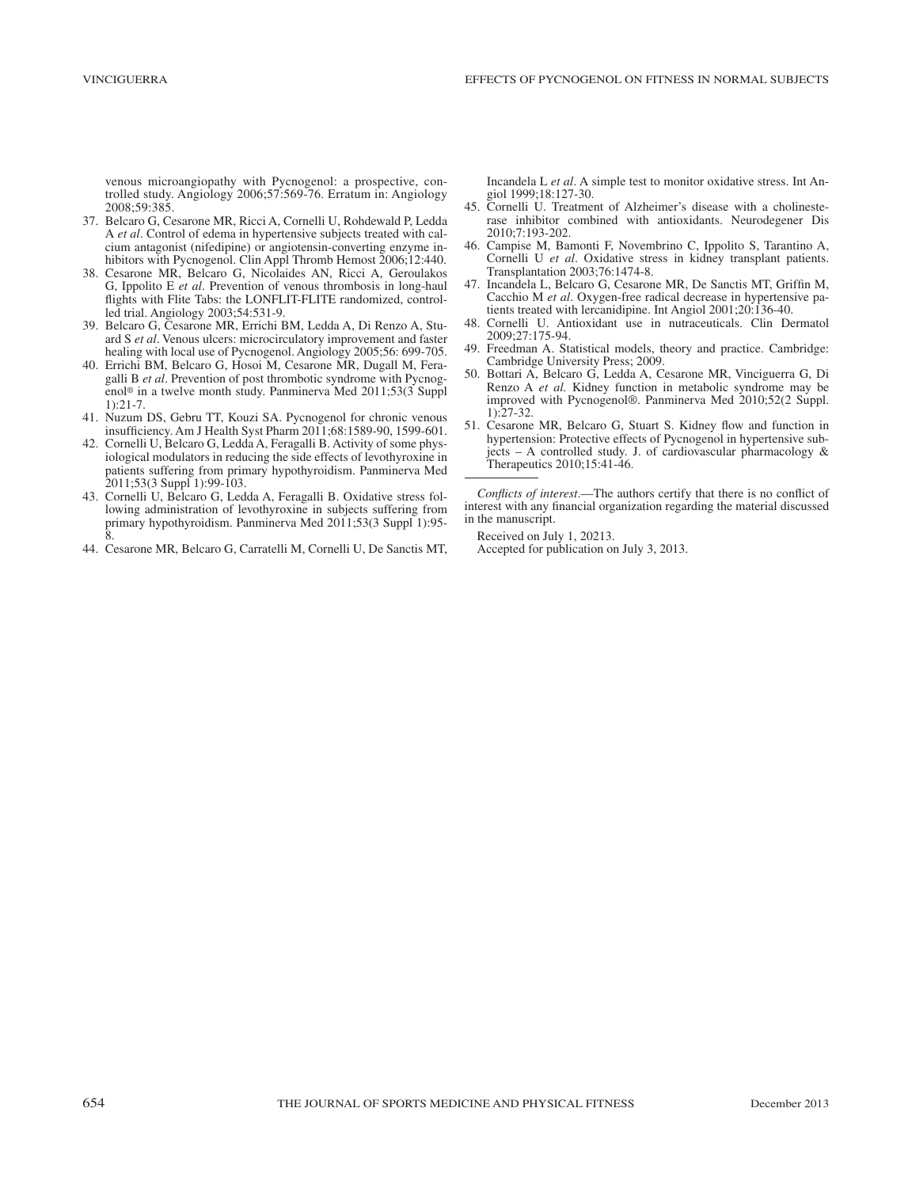venous microangiopathy with Pycnogenol: a prospective, controlled study. Angiology 2006;57:569-76. Erratum in: Angiology 2008;59:385.

37. Belcaro G, Cesarone MR, Ricci A, Cornelli U, Rohdewald P, Ledda A *et al*. Control of edema in hypertensive subjects treated with calcium antagonist (nifedipine) or angiotensin-converting enzyme inhibitors with Pycnogenol. Clin Appl Thromb Hemost 2006;12:440.
38. Cesarone MR, Belcaro G, Nicolaides AN, Ricci A, Geroulakos G, Ippolito E *et al*. Prevention of venous thrombosis in long-haul flights with Flite Tabs: the LONFLIT-FLITE randomized, controlled trial. Angiology 2003;54:531-9.
39. Belcaro G, Cesarone MR, Errichi BM, Ledda A, Di Renzo A, Stuard S *et al*. Venous ulcers: microcirculatory improvement and faster healing with local use of Pycnogenol. Angiology 2005;56: 699-705.
40. Errichi BM, Belcaro G, Hosoi M, Cesarone MR, Dugall M, Feragalli B *et al*. Prevention of post thrombotic syndrome with Pycnogenol® in a twelve month study. Panminerva Med 2011;53(3 Suppl 1):21-7.
41. Nuzum DS, Gebru TT, Kouzi SA. Pycnogenol for chronic venous insufficiency. Am J Health Syst Pharm 2011;68:1589-90, 1599-601.
42. Cornelli U, Belcaro G, Ledda A, Feragalli B. Activity of some physiological modulators in reducing the side effects of levothyroxine in patients suffering from primary hypothyroidism. Panminerva Med 2011;53(3 Suppl 1):99-103.
43. Cornelli U, Belcaro G, Ledda A, Feragalli B. Oxidative stress following administration of levothyroxine in subjects suffering from primary hypothyroidism. Panminerva Med 2011;53(3 Suppl 1):95-8.
44. Cesarone MR, Belcaro G, Carratelli M, Cornelli U, De Sanctis MT, Incandela L *et al*. A simple test to monitor oxidative stress. Int Angiol 1999;18:127-30.
45. Cornelli U. Treatment of Alzheimer's disease with a cholinesterase inhibitor combined with antioxidants. Neurodegener Dis 2010;7:193-202.
46. Campise M, Bamonti F, Novembrino C, Ippolito S, Tarantino A, Cornelli U *et al*. Oxidative stress in kidney transplant patients. Transplantation 2003;76:1474-8.
47. Incandela L, Belcaro G, Cesarone MR, De Sanctis MT, Griffin M, Cacchio M *et al*. Oxygen-free radical decrease in hypertensive patients treated with lercanidipine. Int Angiol 2001;20:136-40.
48. Cornelli U. Antioxidant use in nutraceuticals. Clin Dermatol 2009;27:175-94.
49. Freedman A. Statistical models, theory and practice. Cambridge: Cambridge University Press; 2009.
50. Bottari A, Belcaro G, Ledda A, Cesarone MR, Vinciguerra G, Di Renzo A *et al.* Kidney function in metabolic syndrome may be improved with Pycnogenol®. Panminerva Med 2010;52(2 Suppl. 1):27-32.
51. Cesarone MR, Belcaro G, Stuart S. Kidney flow and function in hypertension: Protective effects of Pycnogenol in hypertensive subjects – A controlled study. J. of cardiovascular pharmacology & Therapeutics 2010;15:41-46.

*Conflicts of interest*.—The authors certify that there is no conflict of interest with any financial organization regarding the material discussed in the manuscript.

Received on July 1, 20213.
Accepted for publication on July 3, 2013.